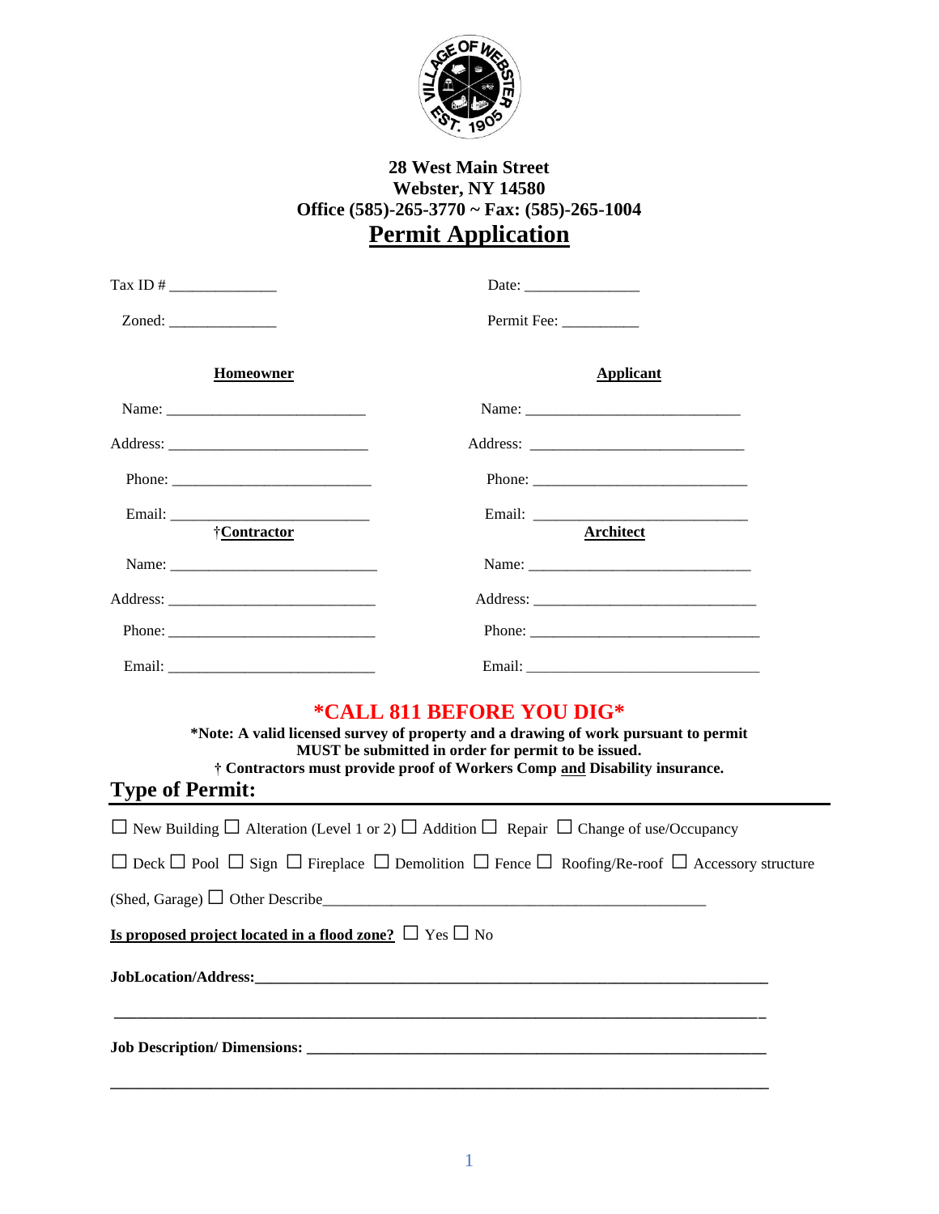**28 West Main Street**
**Webster, NY 14580**
**Office (585)-265-3770 ~ Fax: (585)-265-1004**

# Permit Application

Tax ID # _____________ Date: _______________

Zoned: _____________ Permit Fee: __________

**Homeowner**

Name: _________________________

Address: _________________________

Phone: _________________________

Email: _________________________

**Applicant**

Name: ___________________________

Address: ___________________________

Phone: ___________________________

Email: ___________________________

**†Contractor**

Name: ___________________________

Address: ___________________________

Phone: ___________________________

Email: ___________________________

**Architect**

Name: ____________________________

Address: ____________________________

Phone: ____________________________

Email: ____________________________

**\*CALL 811 BEFORE YOU DIG\***

**\*Note: A valid licensed survey of property and a drawing of work pursuant to permit MUST be submitted in order for permit to be issued.**

**† Contractors must provide proof of Workers Comp and Disability insurance.**

## Type of Permit:

☐ New Building ☐ Alteration (Level 1 or 2) ☐ Addition ☐ Repair ☐ Change of use/Occupancy

☐ Deck ☐ Pool ☐ Sign ☐ Fireplace ☐ Demolition ☐ Fence ☐ Roofing/Re-roof ☐ Accessory structure (Shed, Garage) ☐ Other Describe_______________________________________________

**Is proposed project located in a flood zone?** ☐ Yes ☐ No

**JobLocation/Address:**_______________________________________________________________

_______________________________________________________________________________

**Job Description/ Dimensions:** _______________________________________________________

_______________________________________________________________________________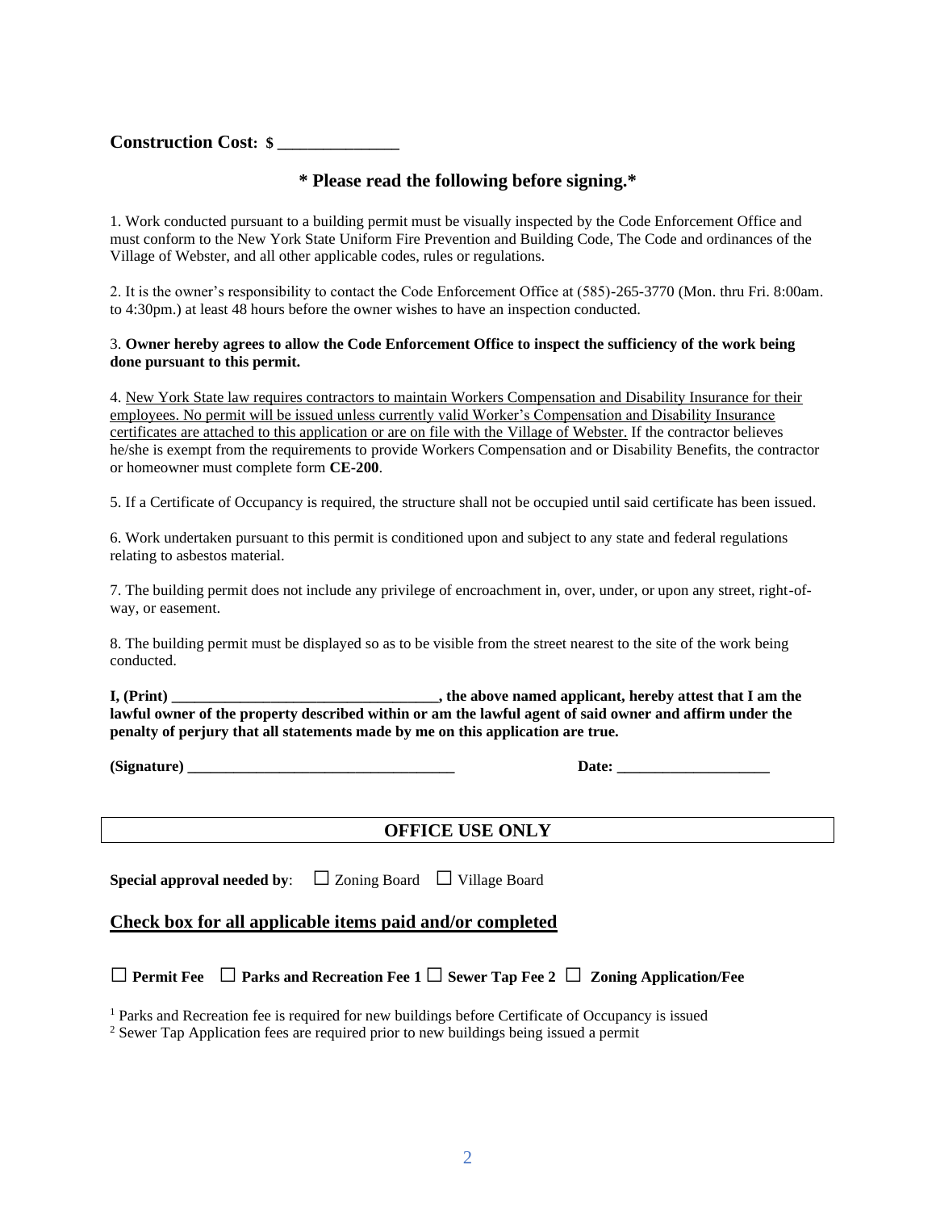**Construction Cost: $ \_\_\_\_\_\_\_\_\_\_\_\_\_\_**

## * Please read the following before signing.*

1. Work conducted pursuant to a building permit must be visually inspected by the Code Enforcement Office and must conform to the New York State Uniform Fire Prevention and Building Code, The Code and ordinances of the Village of Webster, and all other applicable codes, rules or regulations.

2. It is the owner's responsibility to contact the Code Enforcement Office at (585)-265-3770 (Mon. thru Fri. 8:00am. to 4:30pm.) at least 48 hours before the owner wishes to have an inspection conducted.

3. **Owner hereby agrees to allow the Code Enforcement Office to inspect the sufficiency of the work being done pursuant to this permit.**

4. New York State law requires contractors to maintain Workers Compensation and Disability Insurance for their employees. No permit will be issued unless currently valid Worker's Compensation and Disability Insurance certificates are attached to this application or are on file with the Village of Webster. If the contractor believes he/she is exempt from the requirements to provide Workers Compensation and or Disability Benefits, the contractor or homeowner must complete form **CE-200**.

5. If a Certificate of Occupancy is required, the structure shall not be occupied until said certificate has been issued.

6. Work undertaken pursuant to this permit is conditioned upon and subject to any state and federal regulations relating to asbestos material.

7. The building permit does not include any privilege of encroachment in, over, under, or upon any street, right-of-way, or easement.

8. The building permit must be displayed so as to be visible from the street nearest to the site of the work being conducted.

**I, (Print) \_\_\_\_\_\_\_\_\_\_\_\_\_\_\_\_\_\_\_\_\_\_\_\_\_\_\_\_\_\_\_\_\_\_\_, the above named applicant, hereby attest that I am the lawful owner of the property described within or am the lawful agent of said owner and affirm under the penalty of perjury that all statements made by me on this application are true.**

**(Signature) \_\_\_\_\_\_\_\_\_\_\_\_\_\_\_\_\_\_\_\_\_\_\_\_\_\_\_\_\_\_\_\_\_\_\_** **Date: \_\_\_\_\_\_\_\_\_\_\_\_\_\_\_\_\_\_\_\_**

## OFFICE USE ONLY

**Special approval needed by**: ☐ Zoning Board ☐ Village Board

### Check box for all applicable items paid and/or completed

☐ **Permit Fee** ☐ **Parks and Recreation Fee [1]** ☐ **Sewer Tap Fee [2]** ☐ **Zoning Application/Fee**

[1] Parks and Recreation fee is required for new buildings before Certificate of Occupancy is issued
[2] Sewer Tap Application fees are required prior to new buildings being issued a permit